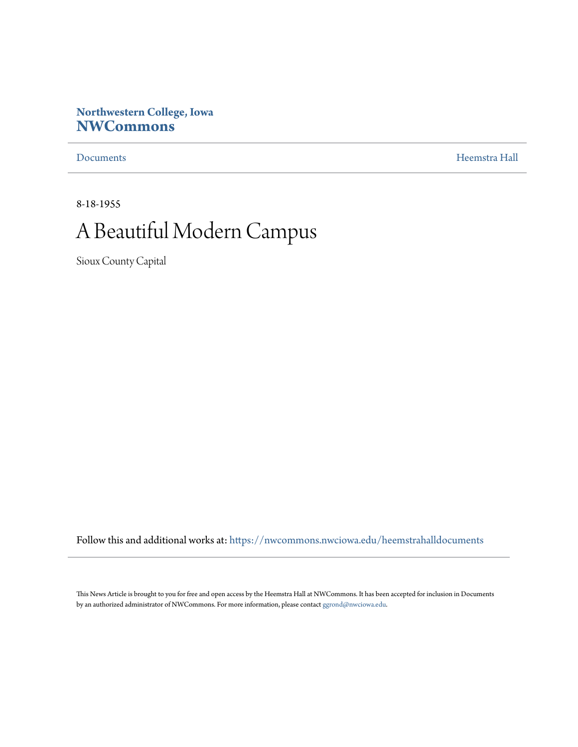Northwestern College, Iowa

**NWCommons**

Documents | Heemstra Hall

8-18-1955

# A Beautiful Modern Campus

Sioux County Capital

Follow this and additional works at: https://nwcommons.nwciowa.edu/heemstrahalldocuments

This News Article is brought to you for free and open access by the Heemstra Hall at NWCommons. It has been accepted for inclusion in Documents by an authorized administrator of NWCommons. For more information, please contact ggrond@nwciowa.edu.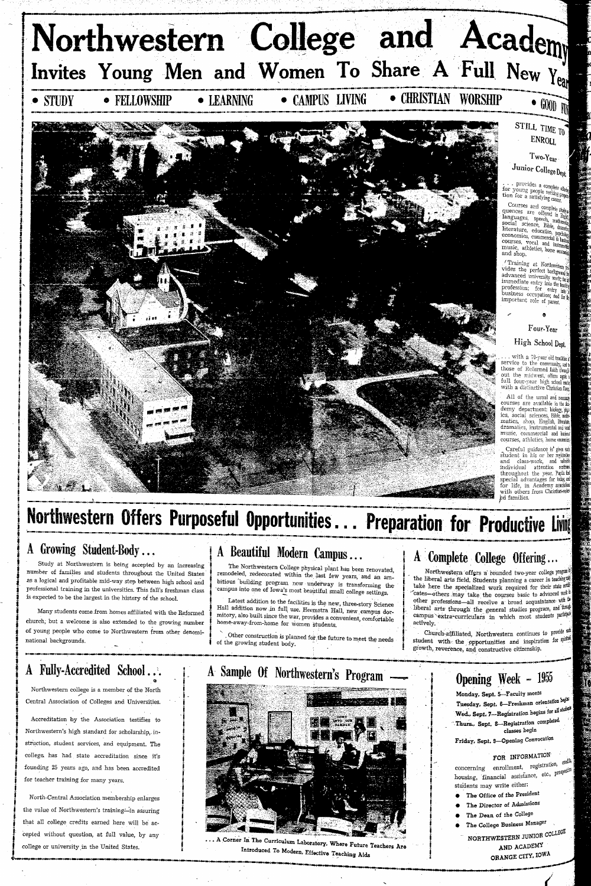# Northwestern College and Academy

## Invites Young Men and Women To Share A Full New Year

• STUDY • FELLOWSHIP • LEARNING • CAMPUS LIVING • CHRISTIAN WORSHIP • GOOD FUN

STILL TIME TO ENROLL

### Two-Year Junior College Dept.

. . . provides a complete education for young people seeking preparation for a satisfying career.

Courses and complete study sequences are offered in English, languages, speech, mathematics, social science, Bible, dramatics, literature, education, psychology, economics, commercial & business courses, vocal and instrumental music, athletics, home economics and shop.

Training at Northwestern provides the perfect background for advanced university work; for immediate entry into the teaching profession; for entry into a business occupation; and for the important role of parent.

### Four-Year High School Dept.

. . . with a 70-year old tradition of service to the community, and to those of Reformed faith throughout the midwest, offers again a full four-year high school course with a distinctive Christian flavor.

All of the usual and necessary courses are available in the Academy department: biology, physics, social sciences, Bible, mathematics, shop, English, literature, dramatics, instrumental and vocal music, commercial and business courses, athletics, home economics.

Careful guidance is given each student in his or her registration and class-work, and valuable individual attention continues throughout the year. Pupils find special advantages for today, and for life, in Academy associations with others from Christian-oriented families.

# Northwestern Offers Purposeful Opportunities... Preparation for Productive Living

## A Growing Student-Body...

Study at Northwestern is being accepted by an increasing number of families and students throughout the United States as a logical and profitable mid-way step between high school and professional training in the universities. This fall's freshman class is expected to be the largest in the history of the school.

Many students come from homes affiliated with the Reformed church, but a welcome is also extended to the growing number of young people who come to Northwestern from other denominational backgrounds.

## A Beautiful Modern Campus...

The Northwestern College physical plant has been renovated, remodeled, redecorated within the last few years, and an ambitious building program now underway is transforming the campus into one of Iowa's most beautiful small college settings.

Latest addition to the facilities is the new, three-story Science Hall addition now in full use. Heemstra Hall, new campus dormitory, also built since the war, provides a convenient, comfortable home-away-from-home for women students.

Other construction is planned for the future to meet the needs of the growing student body.

## A Complete College Offering...

Northwestern offers a rounded two-year college program in the liberal arts field. Students planning a career in teaching may take here the specialized work required for their state certificates—others may take the courses basic to advanced work in other professions—all receive a broad acquaintance with the liberal arts through the general studies program, and through campus extra-curriculars in which most students participate actively.

Church-affiliated, Northwestern continues to provide each student with the opportunities and inspiration for spiritual growth, reverence, and constructive citizenship.

## A Fully-Accredited School...

Northwestern college is a member of the North Central Association of Colleges and Universities.

Accreditation by the Association testifies to Northwestern's high standard for scholarship, instruction, student services, and equipment. The college has had state accreditation since it's founding 25 years ago, and has been accredited for teacher training for many years.

North-Central Association membership enlarges the value of Northwestern's training—in assuring that all college credits earned here will be accepted without question, at full value, by any college or university in the United States.

## A Sample Of Northwestern's Program —

. . . A Corner In The Curriculum Laboratory, Where Future Teachers Are Introduced To Modern, Effective Teaching Aids

## Opening Week - 1955

**Monday, Sept. 5**—Faculty meets

**Tuesday, Sept. 6**—Freshman orientation begins

**Wed., Sept. 7**—Registration begins for all students

**Thurs., Sept. 8**—Registration completed, classes begin

**Friday, Sept. 9**—Opening Convocation

FOR INFORMATION

concerning enrollment, registration, credits, housing, financial assistance, etc., prospective students may write either:

- The Office of the President
- The Director of Admissions
- The Dean of the College
- The College Business Manager

NORTHWESTERN JUNIOR COLLEGE
AND ACADEMY
ORANGE CITY, IOWA